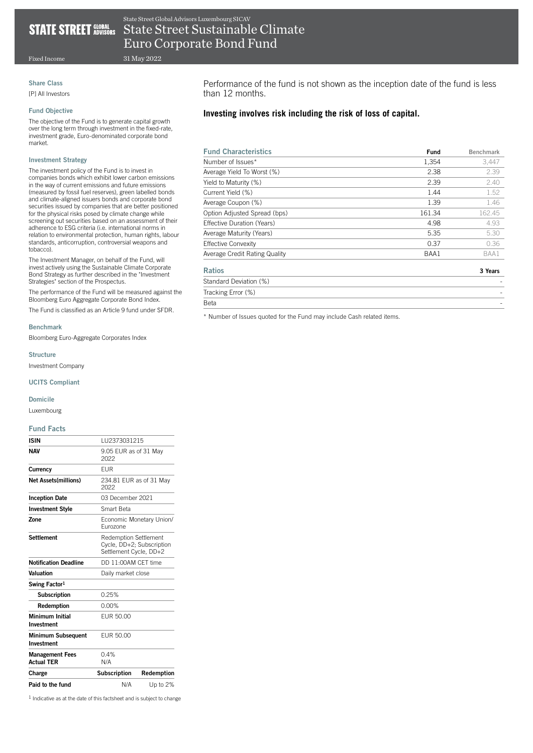State Street Global Advisors Luxembourg SICAV

# State Street Sustainable Climate Euro Corporate Bond Fund

Fixed Income

31 May 2022

### Share Class

[P] All Investors

### Fund Objective

The objective of the Fund is to generate capital growth over the long term through investment in the fixed-rate, investment grade, Euro-denominated corporate bond market.

### Investment Strategy

The investment policy of the Fund is to invest in companies bonds which exhibit lower carbon emissions in the way of current emissions and future emissions (measured by fossil fuel reserves), green labelled bonds and climate-aligned issuers bonds and corporate bond securities issued by companies that are better positioned for the physical risks posed by climate change while screening out securities based on an assessment of their adherence to ESG criteria (i.e. international norms in relation to environmental protection, human rights, labour standards, anticorruption, controversial weapons and tobacco).

The Investment Manager, on behalf of the Fund, will invest actively using the Sustainable Climate Corporate Bond Strategy as further described in the "Investment Strategies" section of the Prospectus.

The performance of the Fund will be measured against the Bloomberg Euro Aggregate Corporate Bond Index.

The Fund is classified as an Article 9 fund under SFDR.

### Benchmark

Bloomberg Euro-Aggregate Corporates Index

### Structure

Investment Company

### UCITS Compliant

### Domicile

Luxembourg

### Fund Facts

| ISIN | LU2373031215 | |
|---|---|---|
| NAV | 9.05 EUR as of 31 May 2022 | |
| Currency | EUR | |
| Net Assets(millions) | 234.81 EUR as of 31 May 2022 | |
| Inception Date | 03 December 2021 | |
| Investment Style | Smart Beta | |
| Zone | Economic Monetary Union/ Eurozone | |
| Settlement | Redemption Settlement Cycle, DD+2; Subscription Settlement Cycle, DD+2 | |
| Notification Deadline | DD 11:00AM CET time | |
| Valuation | Daily market close | |
| Swing Factor[1] | | |
| Subscription | 0.25% | |
| Redemption | 0.00% | |
| Minimum Initial Investment | EUR 50.00 | |
| Minimum Subsequent Investment | EUR 50.00 | |
| Management Fees | 0.4% | |
| Actual TER | N/A | |
| Charge | Subscription | Redemption |
| Paid to the fund | N/A | Up to 2% |

[1] Indicative as at the date of this factsheet and is subject to change

Performance of the fund is not shown as the inception date of the fund is less than 12 months.

**Investing involves risk including the risk of loss of capital.**

| Fund Characteristics | Fund | Benchmark |
|---|---|---|
| Number of Issues* | 1,354 | 3,447 |
| Average Yield To Worst (%) | 2.38 | 2.39 |
| Yield to Maturity (%) | 2.39 | 2.40 |
| Current Yield (%) | 1.44 | 1.52 |
| Average Coupon (%) | 1.39 | 1.46 |
| Option Adjusted Spread (bps) | 161.34 | 162.45 |
| Effective Duration (Years) | 4.98 | 4.93 |
| Average Maturity (Years) | 5.35 | 5.30 |
| Effective Convexity | 0.37 | 0.36 |
| Average Credit Rating Quality | BAA1 | BAA1 |

| Ratios | 3 Years |
|---|---|
| Standard Deviation (%) | - |
| Tracking Error (%) | - |
| Beta | - |

* Number of Issues quoted for the Fund may include Cash related items.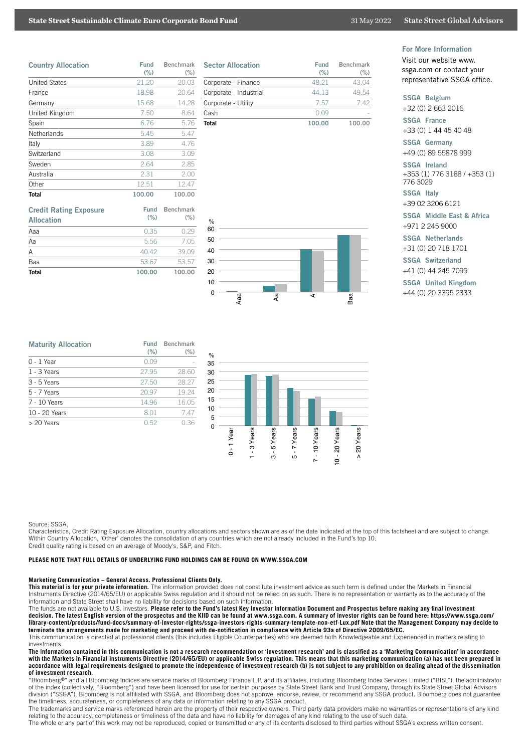## Country Allocation

| Country Allocation | Fund (%) | Benchmark (%) |
|---|---|---|
| United States | 21.20 | 20.03 |
| France | 18.98 | 20.64 |
| Germany | 15.68 | 14.28 |
| United Kingdom | 7.50 | 8.64 |
| Spain | 6.76 | 5.76 |
| Netherlands | 5.45 | 5.47 |
| Italy | 3.89 | 4.76 |
| Switzerland | 3.08 | 3.09 |
| Sweden | 2.64 | 2.85 |
| Australia | 2.31 | 2.00 |
| Other | 12.51 | 12.47 |
| **Total** | **100.00** | **100.00** |

## Sector Allocation

| Sector Allocation | Fund (%) | Benchmark (%) |
|---|---|---|
| Corporate - Finance | 48.21 | 43.04 |
| Corporate - Industrial | 44.13 | 49.54 |
| Corporate - Utility | 7.57 | 7.42 |
| Cash | 0.09 | - |
| **Total** | **100.00** | **100.00** |

## Credit Rating Exposure Allocation

| Credit Rating Exposure Allocation | Fund (%) | Benchmark (%) |
|---|---|---|
| Aaa | 0.35 | 0.29 |
| Aa | 5.56 | 7.05 |
| A | 40.42 | 39.09 |
| Baa | 53.67 | 53.57 |
| **Total** | **100.00** | **100.00** |

## Maturity Allocation

| Maturity Allocation | Fund (%) | Benchmark (%) |
|---|---|---|
| 0 - 1 Year | 0.09 | - |
| 1 - 3 Years | 27.95 | 28.60 |
| 3 - 5 Years | 27.50 | 28.27 |
| 5 - 7 Years | 20.97 | 19.24 |
| 7 - 10 Years | 14.96 | 16.05 |
| 10 - 20 Years | 8.01 | 7.47 |
| > 20 Years | 0.52 | 0.36 |

## For More Information

Visit our website www.ssga.com or contact your representative SSGA office.

**SSGA Belgium**
+32 (0) 2 663 2016

**SSGA France**
+33 (0) 1 44 45 40 48

**SSGA Germany**
+49 (0) 89 55878 999

**SSGA Ireland**
+353 (1) 776 3188 / +353 (1) 776 3029

**SSGA Italy**
+39 02 3206 6121

**SSGA Middle East & Africa**
+971 2 245 9000

**SSGA Netherlands**
+31 (0) 20 718 1701

**SSGA Switzerland**
+41 (0) 44 245 7099

**SSGA United Kingdom**
+44 (0) 20 3395 2333

Source: SSGA.
Characteristics, Credit Rating Exposure Allocation, country allocations and sectors shown are as of the date indicated at the top of this factsheet and are subject to change. Within Country Allocation, 'Other' denotes the consolidation of any countries which are not already included in the Fund's top 10.
Credit quality rating is based on an average of Moody's, S&P, and Fitch.

**PLEASE NOTE THAT FULL DETAILS OF UNDERLYING FUND HOLDINGS CAN BE FOUND ON WWW.SSGA.COM**

**Marketing Communication – General Access. Professional Clients Only.**
**This material is for your private information.** The information provided does not constitute investment advice as such term is defined under the Markets in Financial Instruments Directive (2014/65/EU) or applicable Swiss regulation and it should not be relied on as such. There is no representation or warranty as to the accuracy of the information and State Street shall have no liability for decisions based on such information.
The funds are not available to U.S. investors. **Please refer to the Fund's latest Key Investor Information Document and Prospectus before making any final investment decision. The latest English version of the prospectus and the KIID can be found at www.ssga.com. A summary of investor rights can be found here: https://www.ssga.com/library-content/products/fund-docs/summary-of-investor-rights/ssga-investors-rights-summary-template-non-etf-Lux.pdf Note that the Management Company may decide to terminate the arrangements made for marketing and proceed with de-notification in compliance with Article 93a of Directive 2009/65/EC.**
This communication is directed at professional clients (this includes Eligible Counterparties) who are deemed both Knowledgeable and Experienced in matters relating to investments.
**The information contained in this communication is not a research recommendation or 'investment research' and is classified as a 'Marketing Communication' in accordance with the Markets in Financial Instruments Directive (2014/65/EU) or applicable Swiss regulation. This means that this marketing communication (a) has not been prepared in accordance with legal requirements designed to promote the independence of investment research (b) is not subject to any prohibition on dealing ahead of the dissemination of investment research.**
"Bloomberg®" and all Bloomberg Indices are service marks of Bloomberg Finance L.P. and its affiliates, including Bloomberg Index Services Limited ("BISL"), the administrator of the index (collectively, "Bloomberg") and have been licensed for use for certain purposes by State Street Bank and Trust Company, through its State Street Global Advisors division ("SSGA"). Bloomberg is not affiliated with SSGA, and Bloomberg does not approve, endorse, review, or recommend any SSGA product. Bloomberg does not guarantee the timeliness, accurateness, or completeness of any data or information relating to any SSGA product.
The trademarks and service marks referenced herein are the property of their respective owners. Third party data providers make no warranties or representations of any kind relating to the accuracy, completeness or timeliness of the data and have no liability for damages of any kind relating to the use of such data.
The whole or any part of this work may not be reproduced, copied or transmitted or any of its contents disclosed to third parties without SSGA's express written consent.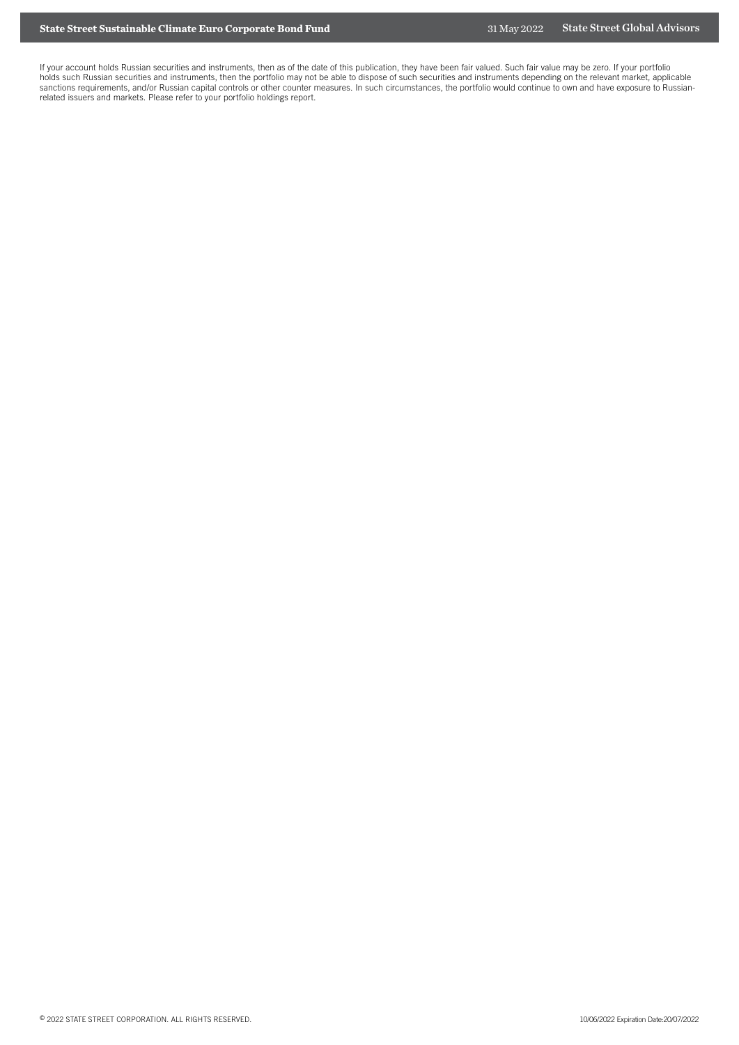If your account holds Russian securities and instruments, then as of the date of this publication, they have been fair valued. Such fair value may be zero. If your portfolio holds such Russian securities and instruments, then the portfolio may not be able to dispose of such securities and instruments depending on the relevant market, applicable sanctions requirements, and/or Russian capital controls or other counter measures. In such circumstances, the portfolio would continue to own and have exposure to Russian-related issuers and markets. Please refer to your portfolio holdings report.

© 2022 STATE STREET CORPORATION. ALL RIGHTS RESERVED.

10/06/2022 Expiration Date:20/07/2022